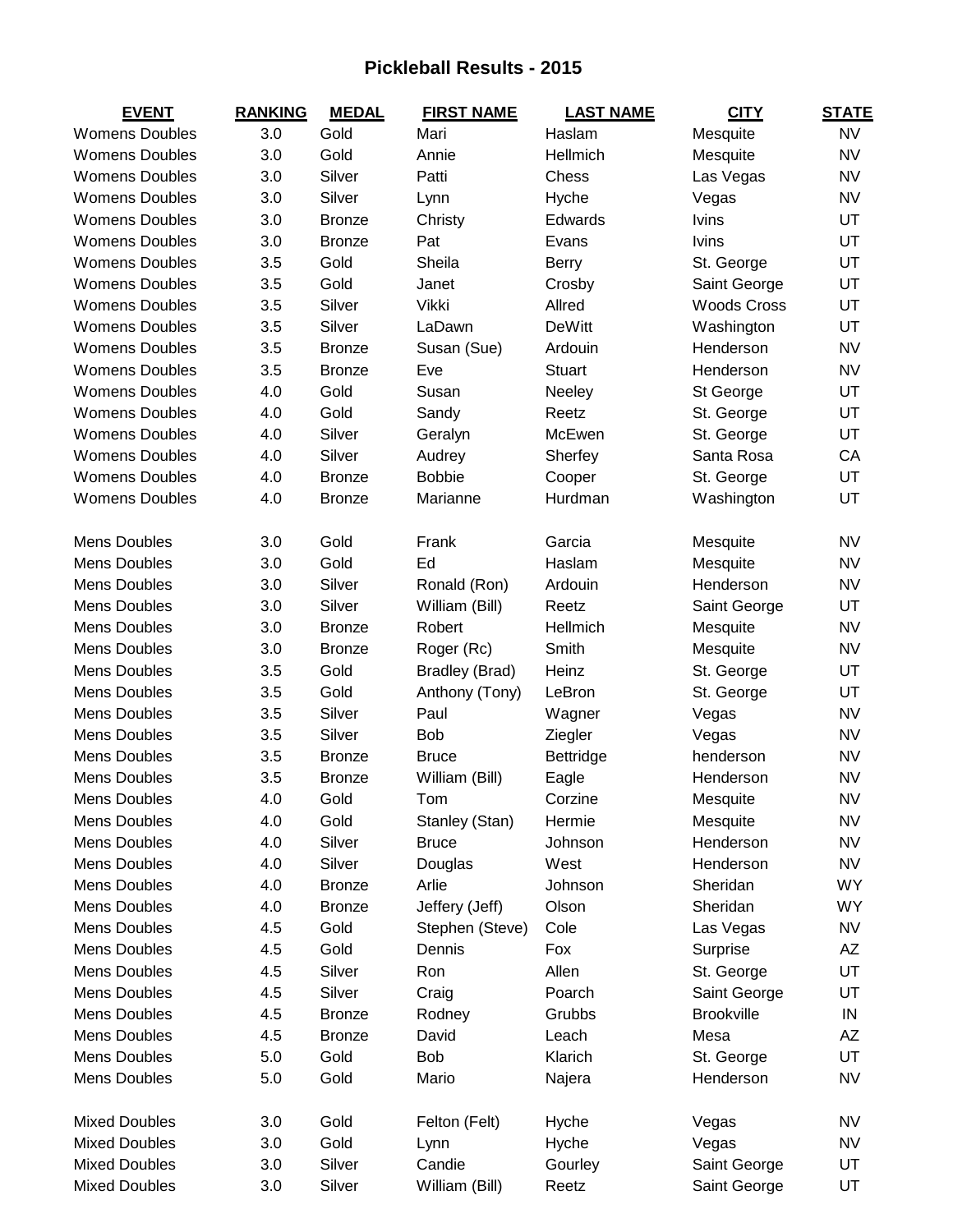# Pickleball Results - 2015

| EVENT | RANKING | MEDAL | FIRST NAME | LAST NAME | CITY | STATE |
|---|---|---|---|---|---|---|
| Womens Doubles | 3.0 | Gold | Mari | Haslam | Mesquite | NV |
| Womens Doubles | 3.0 | Gold | Annie | Hellmich | Mesquite | NV |
| Womens Doubles | 3.0 | Silver | Patti | Chess | Las Vegas | NV |
| Womens Doubles | 3.0 | Silver | Lynn | Hyche | Vegas | NV |
| Womens Doubles | 3.0 | Bronze | Christy | Edwards | Ivins | UT |
| Womens Doubles | 3.0 | Bronze | Pat | Evans | Ivins | UT |
| Womens Doubles | 3.5 | Gold | Sheila | Berry | St. George | UT |
| Womens Doubles | 3.5 | Gold | Janet | Crosby | Saint George | UT |
| Womens Doubles | 3.5 | Silver | Vikki | Allred | Woods Cross | UT |
| Womens Doubles | 3.5 | Silver | LaDawn | DeWitt | Washington | UT |
| Womens Doubles | 3.5 | Bronze | Susan (Sue) | Ardouin | Henderson | NV |
| Womens Doubles | 3.5 | Bronze | Eve | Stuart | Henderson | NV |
| Womens Doubles | 4.0 | Gold | Susan | Neeley | St George | UT |
| Womens Doubles | 4.0 | Gold | Sandy | Reetz | St. George | UT |
| Womens Doubles | 4.0 | Silver | Geralyn | McEwen | St. George | UT |
| Womens Doubles | 4.0 | Silver | Audrey | Sherfey | Santa Rosa | CA |
| Womens Doubles | 4.0 | Bronze | Bobbie | Cooper | St. George | UT |
| Womens Doubles | 4.0 | Bronze | Marianne | Hurdman | Washington | UT |
| | | | | | | |
| Mens Doubles | 3.0 | Gold | Frank | Garcia | Mesquite | NV |
| Mens Doubles | 3.0 | Gold | Ed | Haslam | Mesquite | NV |
| Mens Doubles | 3.0 | Silver | Ronald (Ron) | Ardouin | Henderson | NV |
| Mens Doubles | 3.0 | Silver | William (Bill) | Reetz | Saint George | UT |
| Mens Doubles | 3.0 | Bronze | Robert | Hellmich | Mesquite | NV |
| Mens Doubles | 3.0 | Bronze | Roger (Rc) | Smith | Mesquite | NV |
| Mens Doubles | 3.5 | Gold | Bradley (Brad) | Heinz | St. George | UT |
| Mens Doubles | 3.5 | Gold | Anthony (Tony) | LeBron | St. George | UT |
| Mens Doubles | 3.5 | Silver | Paul | Wagner | Vegas | NV |
| Mens Doubles | 3.5 | Silver | Bob | Ziegler | Vegas | NV |
| Mens Doubles | 3.5 | Bronze | Bruce | Bettridge | henderson | NV |
| Mens Doubles | 3.5 | Bronze | William (Bill) | Eagle | Henderson | NV |
| Mens Doubles | 4.0 | Gold | Tom | Corzine | Mesquite | NV |
| Mens Doubles | 4.0 | Gold | Stanley (Stan) | Hermie | Mesquite | NV |
| Mens Doubles | 4.0 | Silver | Bruce | Johnson | Henderson | NV |
| Mens Doubles | 4.0 | Silver | Douglas | West | Henderson | NV |
| Mens Doubles | 4.0 | Bronze | Arlie | Johnson | Sheridan | WY |
| Mens Doubles | 4.0 | Bronze | Jeffery (Jeff) | Olson | Sheridan | WY |
| Mens Doubles | 4.5 | Gold | Stephen (Steve) | Cole | Las Vegas | NV |
| Mens Doubles | 4.5 | Gold | Dennis | Fox | Surprise | AZ |
| Mens Doubles | 4.5 | Silver | Ron | Allen | St. George | UT |
| Mens Doubles | 4.5 | Silver | Craig | Poarch | Saint George | UT |
| Mens Doubles | 4.5 | Bronze | Rodney | Grubbs | Brookville | IN |
| Mens Doubles | 4.5 | Bronze | David | Leach | Mesa | AZ |
| Mens Doubles | 5.0 | Gold | Bob | Klarich | St. George | UT |
| Mens Doubles | 5.0 | Gold | Mario | Najera | Henderson | NV |
| | | | | | | |
| Mixed Doubles | 3.0 | Gold | Felton (Felt) | Hyche | Vegas | NV |
| Mixed Doubles | 3.0 | Gold | Lynn | Hyche | Vegas | NV |
| Mixed Doubles | 3.0 | Silver | Candie | Gourley | Saint George | UT |
| Mixed Doubles | 3.0 | Silver | William (Bill) | Reetz | Saint George | UT |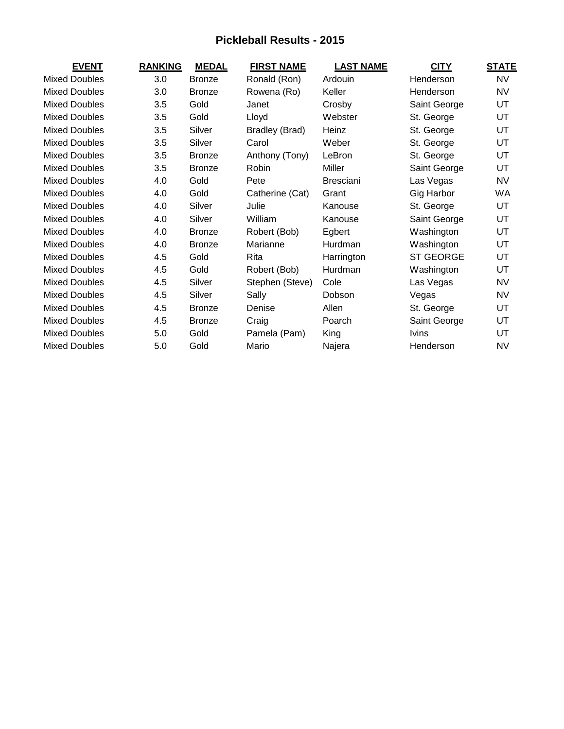## Pickleball Results - 2015

| EVENT | RANKING | MEDAL | FIRST NAME | LAST NAME | CITY | STATE |
|---|---|---|---|---|---|---|
| Mixed Doubles | 3.0 | Bronze | Ronald (Ron) | Ardouin | Henderson | NV |
| Mixed Doubles | 3.0 | Bronze | Rowena (Ro) | Keller | Henderson | NV |
| Mixed Doubles | 3.5 | Gold | Janet | Crosby | Saint George | UT |
| Mixed Doubles | 3.5 | Gold | Lloyd | Webster | St. George | UT |
| Mixed Doubles | 3.5 | Silver | Bradley (Brad) | Heinz | St. George | UT |
| Mixed Doubles | 3.5 | Silver | Carol | Weber | St. George | UT |
| Mixed Doubles | 3.5 | Bronze | Anthony (Tony) | LeBron | St. George | UT |
| Mixed Doubles | 3.5 | Bronze | Robin | Miller | Saint George | UT |
| Mixed Doubles | 4.0 | Gold | Pete | Bresciani | Las Vegas | NV |
| Mixed Doubles | 4.0 | Gold | Catherine (Cat) | Grant | Gig Harbor | WA |
| Mixed Doubles | 4.0 | Silver | Julie | Kanouse | St. George | UT |
| Mixed Doubles | 4.0 | Silver | William | Kanouse | Saint George | UT |
| Mixed Doubles | 4.0 | Bronze | Robert (Bob) | Egbert | Washington | UT |
| Mixed Doubles | 4.0 | Bronze | Marianne | Hurdman | Washington | UT |
| Mixed Doubles | 4.5 | Gold | Rita | Harrington | ST GEORGE | UT |
| Mixed Doubles | 4.5 | Gold | Robert (Bob) | Hurdman | Washington | UT |
| Mixed Doubles | 4.5 | Silver | Stephen (Steve) | Cole | Las Vegas | NV |
| Mixed Doubles | 4.5 | Silver | Sally | Dobson | Vegas | NV |
| Mixed Doubles | 4.5 | Bronze | Denise | Allen | St. George | UT |
| Mixed Doubles | 4.5 | Bronze | Craig | Poarch | Saint George | UT |
| Mixed Doubles | 5.0 | Gold | Pamela (Pam) | King | Ivins | UT |
| Mixed Doubles | 5.0 | Gold | Mario | Najera | Henderson | NV |